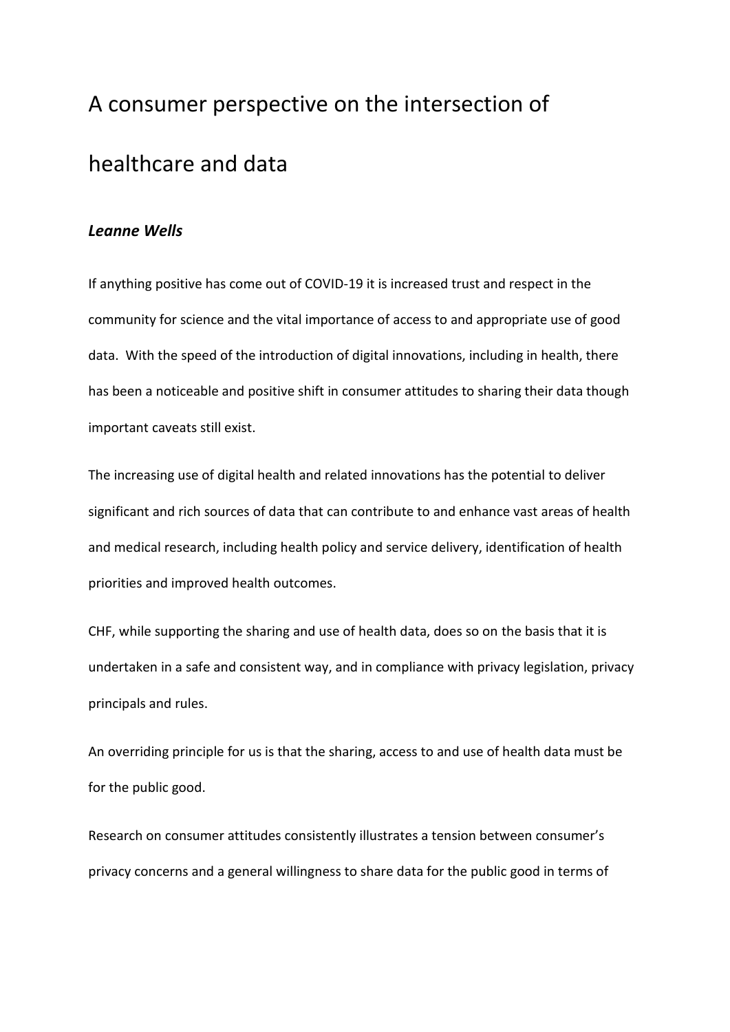# A consumer perspective on the intersection of healthcare and data

***Leanne Wells***

If anything positive has come out of COVID-19 it is increased trust and respect in the community for science and the vital importance of access to and appropriate use of good data. With the speed of the introduction of digital innovations, including in health, there has been a noticeable and positive shift in consumer attitudes to sharing their data though important caveats still exist.

The increasing use of digital health and related innovations has the potential to deliver significant and rich sources of data that can contribute to and enhance vast areas of health and medical research, including health policy and service delivery, identification of health priorities and improved health outcomes.

CHF, while supporting the sharing and use of health data, does so on the basis that it is undertaken in a safe and consistent way, and in compliance with privacy legislation, privacy principals and rules.

An overriding principle for us is that the sharing, access to and use of health data must be for the public good.

Research on consumer attitudes consistently illustrates a tension between consumer's privacy concerns and a general willingness to share data for the public good in terms of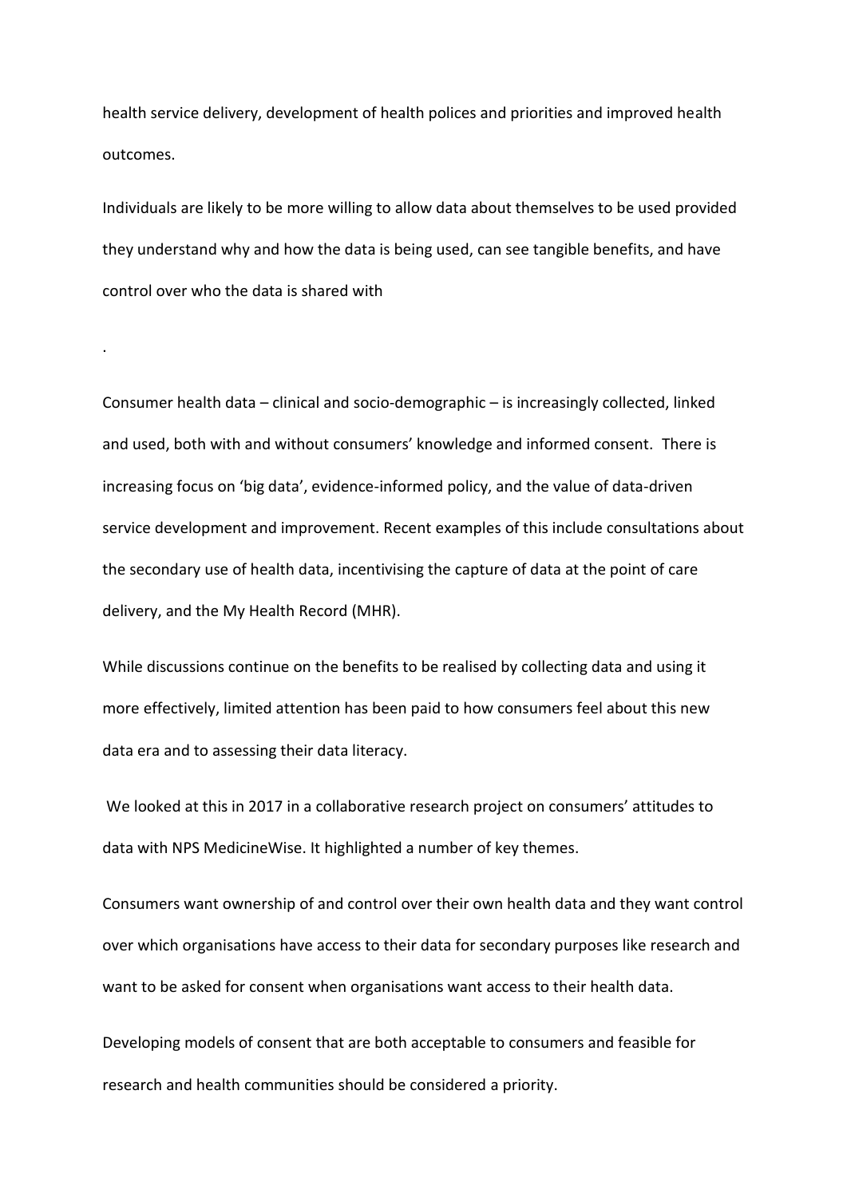health service delivery, development of health polices and priorities and improved health outcomes.

Individuals are likely to be more willing to allow data about themselves to be used provided they understand why and how the data is being used, can see tangible benefits, and have control over who the data is shared with

.

Consumer health data – clinical and socio-demographic – is increasingly collected, linked and used, both with and without consumers' knowledge and informed consent. There is increasing focus on 'big data', evidence-informed policy, and the value of data-driven service development and improvement. Recent examples of this include consultations about the secondary use of health data, incentivising the capture of data at the point of care delivery, and the My Health Record (MHR).

While discussions continue on the benefits to be realised by collecting data and using it more effectively, limited attention has been paid to how consumers feel about this new data era and to assessing their data literacy.

We looked at this in 2017 in a collaborative research project on consumers' attitudes to data with NPS MedicineWise. It highlighted a number of key themes.

Consumers want ownership of and control over their own health data and they want control over which organisations have access to their data for secondary purposes like research and want to be asked for consent when organisations want access to their health data.

Developing models of consent that are both acceptable to consumers and feasible for research and health communities should be considered a priority.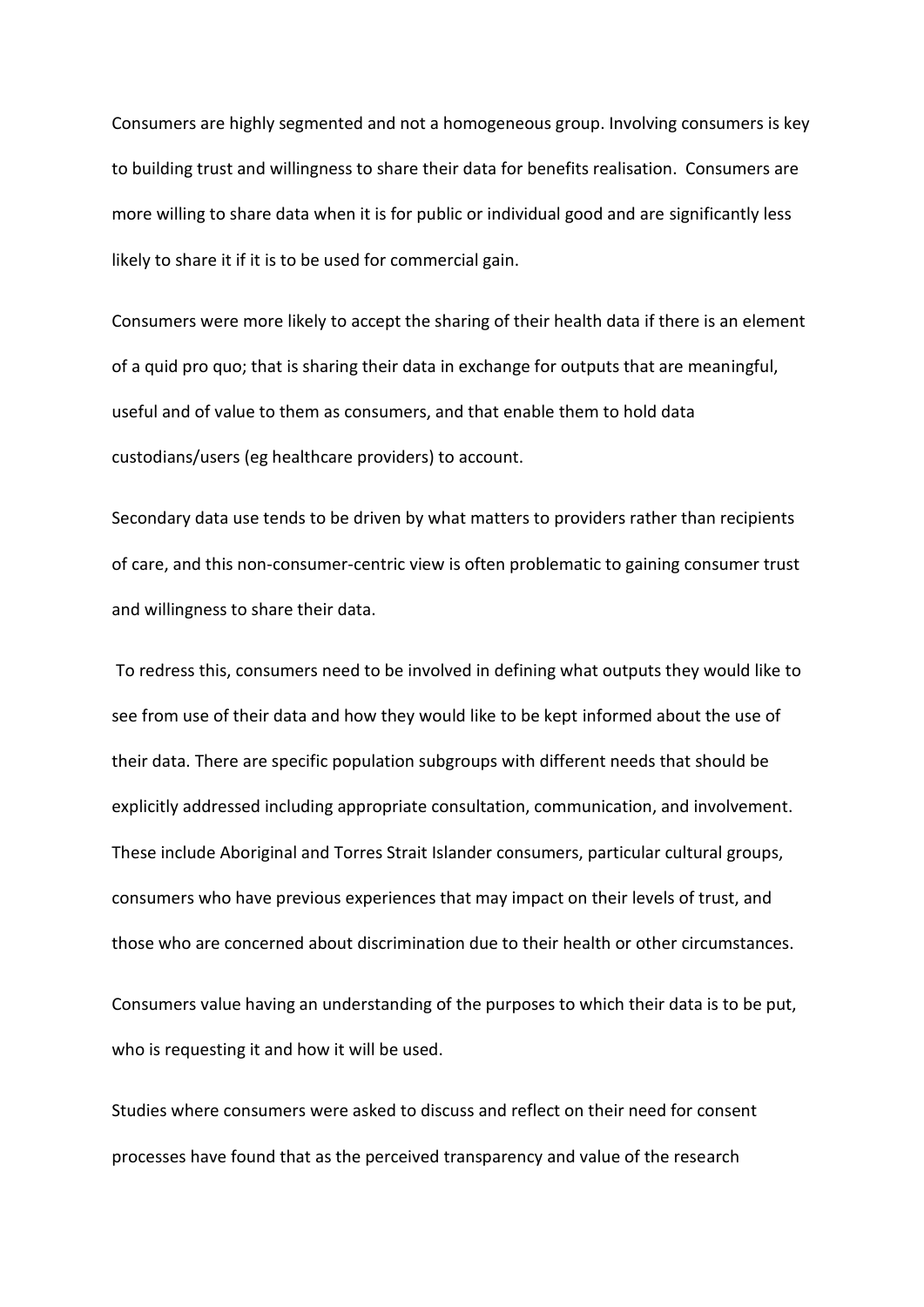Consumers are highly segmented and not a homogeneous group. Involving consumers is key to building trust and willingness to share their data for benefits realisation. Consumers are more willing to share data when it is for public or individual good and are significantly less likely to share it if it is to be used for commercial gain.

Consumers were more likely to accept the sharing of their health data if there is an element of a quid pro quo; that is sharing their data in exchange for outputs that are meaningful, useful and of value to them as consumers, and that enable them to hold data custodians/users (eg healthcare providers) to account.

Secondary data use tends to be driven by what matters to providers rather than recipients of care, and this non-consumer-centric view is often problematic to gaining consumer trust and willingness to share their data.

To redress this, consumers need to be involved in defining what outputs they would like to see from use of their data and how they would like to be kept informed about the use of their data. There are specific population subgroups with different needs that should be explicitly addressed including appropriate consultation, communication, and involvement. These include Aboriginal and Torres Strait Islander consumers, particular cultural groups, consumers who have previous experiences that may impact on their levels of trust, and those who are concerned about discrimination due to their health or other circumstances.

Consumers value having an understanding of the purposes to which their data is to be put, who is requesting it and how it will be used.

Studies where consumers were asked to discuss and reflect on their need for consent processes have found that as the perceived transparency and value of the research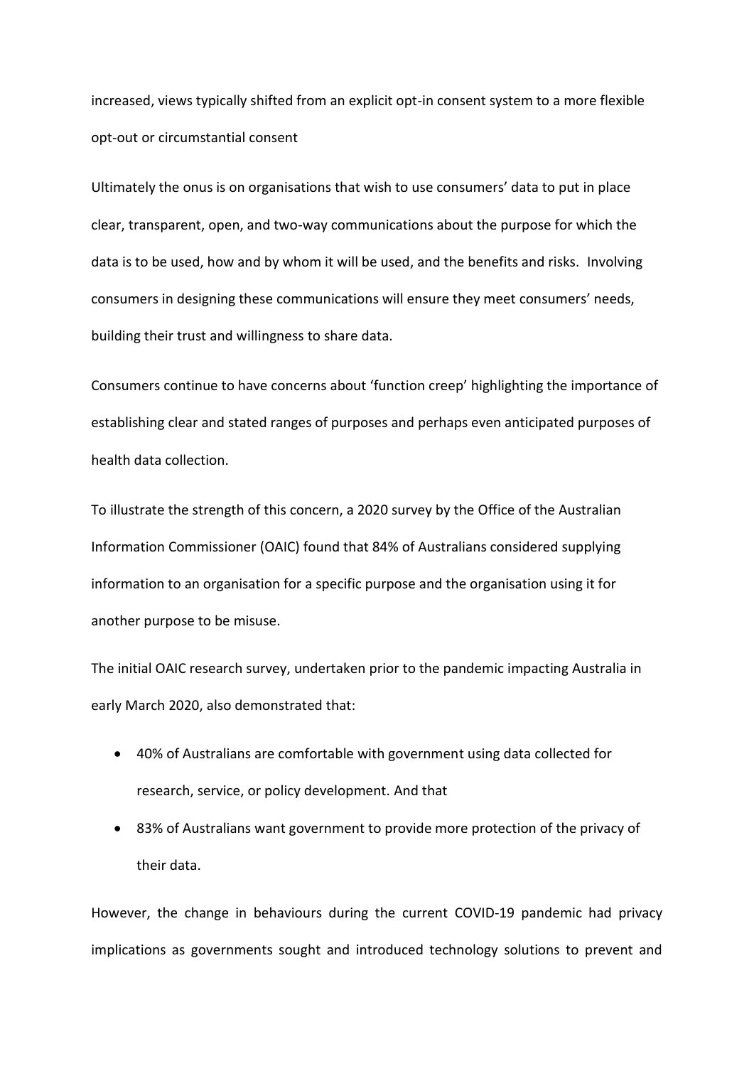increased, views typically shifted from an explicit opt-in consent system to a more flexible opt-out or circumstantial consent

Ultimately the onus is on organisations that wish to use consumers' data to put in place clear, transparent, open, and two-way communications about the purpose for which the data is to be used, how and by whom it will be used, and the benefits and risks. Involving consumers in designing these communications will ensure they meet consumers' needs, building their trust and willingness to share data.

Consumers continue to have concerns about 'function creep' highlighting the importance of establishing clear and stated ranges of purposes and perhaps even anticipated purposes of health data collection.

To illustrate the strength of this concern, a 2020 survey by the Office of the Australian Information Commissioner (OAIC) found that 84% of Australians considered supplying information to an organisation for a specific purpose and the organisation using it for another purpose to be misuse.

The initial OAIC research survey, undertaken prior to the pandemic impacting Australia in early March 2020, also demonstrated that:

- 40% of Australians are comfortable with government using data collected for research, service, or policy development. And that
- 83% of Australians want government to provide more protection of the privacy of their data.

However, the change in behaviours during the current COVID-19 pandemic had privacy implications as governments sought and introduced technology solutions to prevent and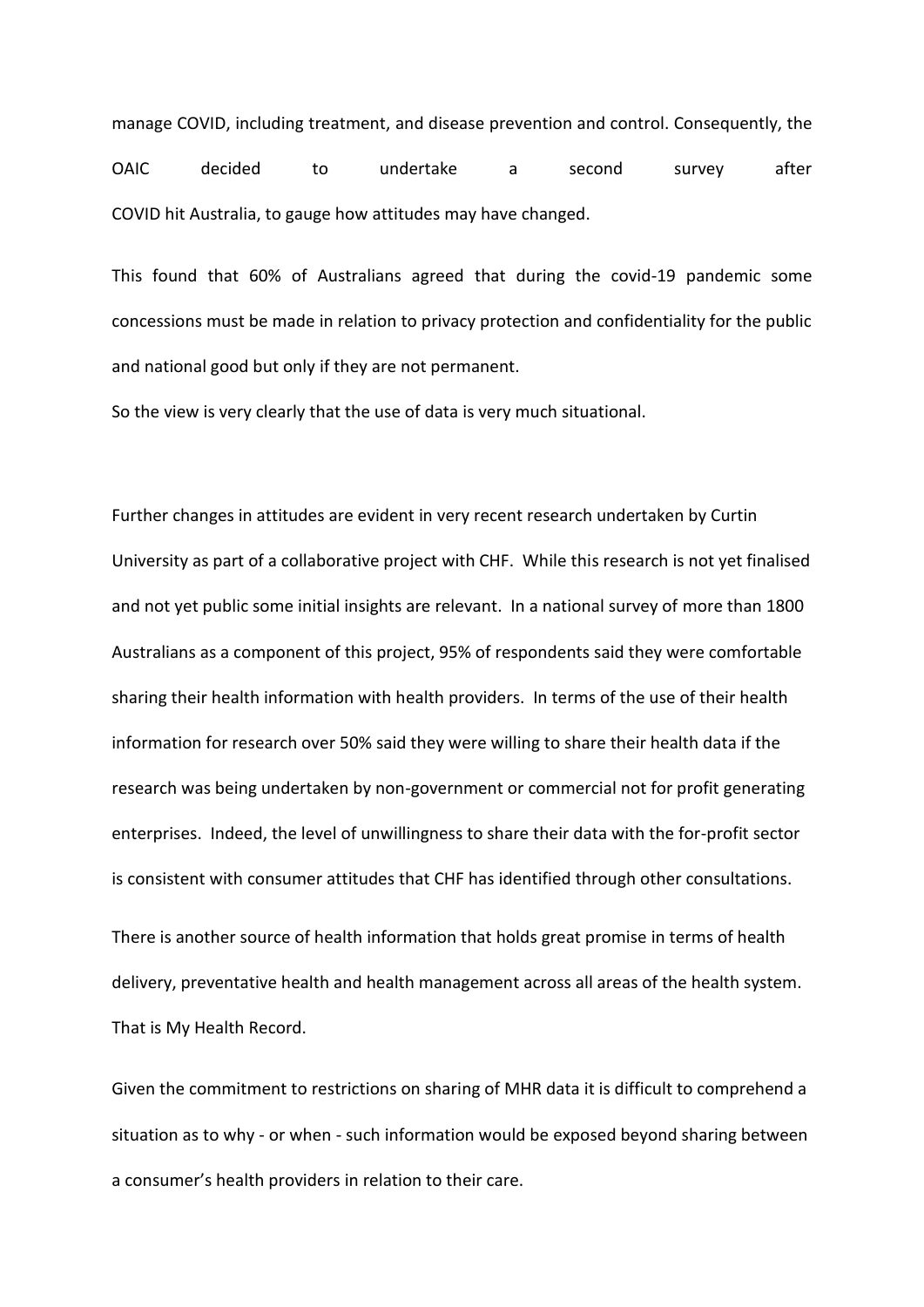manage COVID, including treatment, and disease prevention and control. Consequently, the OAIC decided to undertake a second survey after COVID hit Australia, to gauge how attitudes may have changed.

This found that 60% of Australians agreed that during the covid-19 pandemic some concessions must be made in relation to privacy protection and confidentiality for the public and national good but only if they are not permanent.

So the view is very clearly that the use of data is very much situational.

Further changes in attitudes are evident in very recent research undertaken by Curtin University as part of a collaborative project with CHF. While this research is not yet finalised and not yet public some initial insights are relevant. In a national survey of more than 1800 Australians as a component of this project, 95% of respondents said they were comfortable sharing their health information with health providers. In terms of the use of their health information for research over 50% said they were willing to share their health data if the research was being undertaken by non-government or commercial not for profit generating enterprises. Indeed, the level of unwillingness to share their data with the for-profit sector is consistent with consumer attitudes that CHF has identified through other consultations.

There is another source of health information that holds great promise in terms of health delivery, preventative health and health management across all areas of the health system. That is My Health Record.

Given the commitment to restrictions on sharing of MHR data it is difficult to comprehend a situation as to why - or when - such information would be exposed beyond sharing between a consumer's health providers in relation to their care.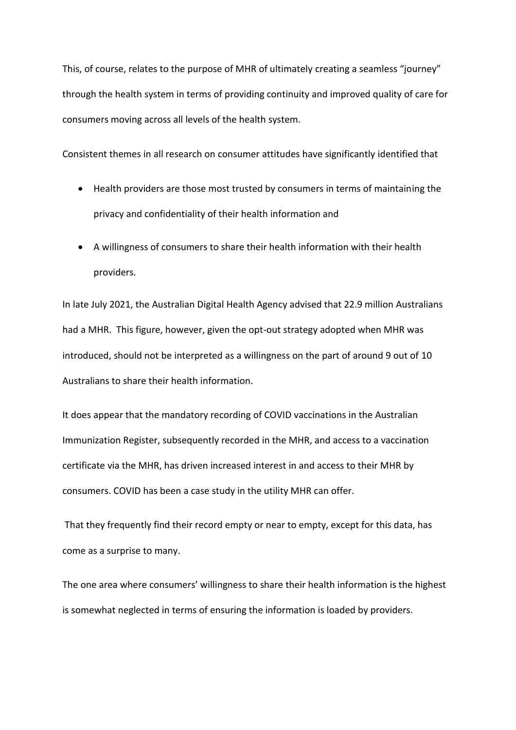This, of course, relates to the purpose of MHR of ultimately creating a seamless "journey" through the health system in terms of providing continuity and improved quality of care for consumers moving across all levels of the health system.

Consistent themes in all research on consumer attitudes have significantly identified that

- Health providers are those most trusted by consumers in terms of maintaining the privacy and confidentiality of their health information and
- A willingness of consumers to share their health information with their health providers.

In late July 2021, the Australian Digital Health Agency advised that 22.9 million Australians had a MHR. This figure, however, given the opt-out strategy adopted when MHR was introduced, should not be interpreted as a willingness on the part of around 9 out of 10 Australians to share their health information.

It does appear that the mandatory recording of COVID vaccinations in the Australian Immunization Register, subsequently recorded in the MHR, and access to a vaccination certificate via the MHR, has driven increased interest in and access to their MHR by consumers. COVID has been a case study in the utility MHR can offer.

That they frequently find their record empty or near to empty, except for this data, has come as a surprise to many.

The one area where consumers' willingness to share their health information is the highest is somewhat neglected in terms of ensuring the information is loaded by providers.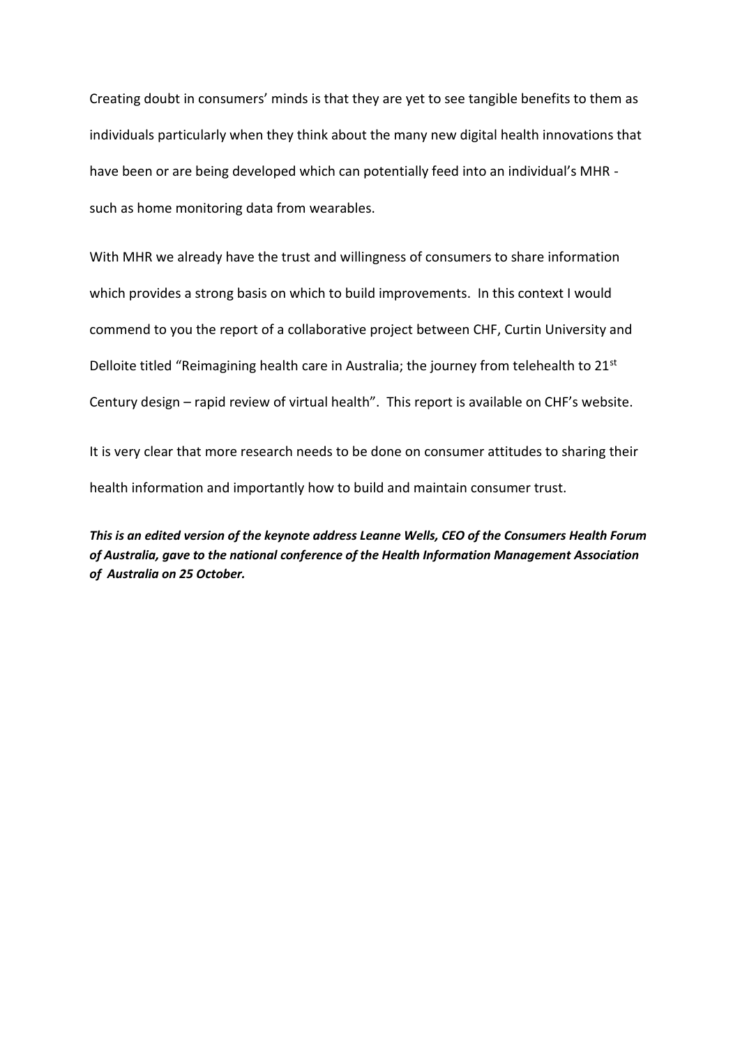Creating doubt in consumers' minds is that they are yet to see tangible benefits to them as individuals particularly when they think about the many new digital health innovations that have been or are being developed which can potentially feed into an individual's MHR - such as home monitoring data from wearables.

With MHR we already have the trust and willingness of consumers to share information which provides a strong basis on which to build improvements. In this context I would commend to you the report of a collaborative project between CHF, Curtin University and Deloitte titled "Reimagining health care in Australia; the journey from telehealth to 21st Century design – rapid review of virtual health". This report is available on CHF's website.

It is very clear that more research needs to be done on consumer attitudes to sharing their health information and importantly how to build and maintain consumer trust.

***This is an edited version of the keynote address Leanne Wells, CEO of the Consumers Health Forum of Australia, gave to the national conference of the Health Information Management Association of Australia on 25 October.***